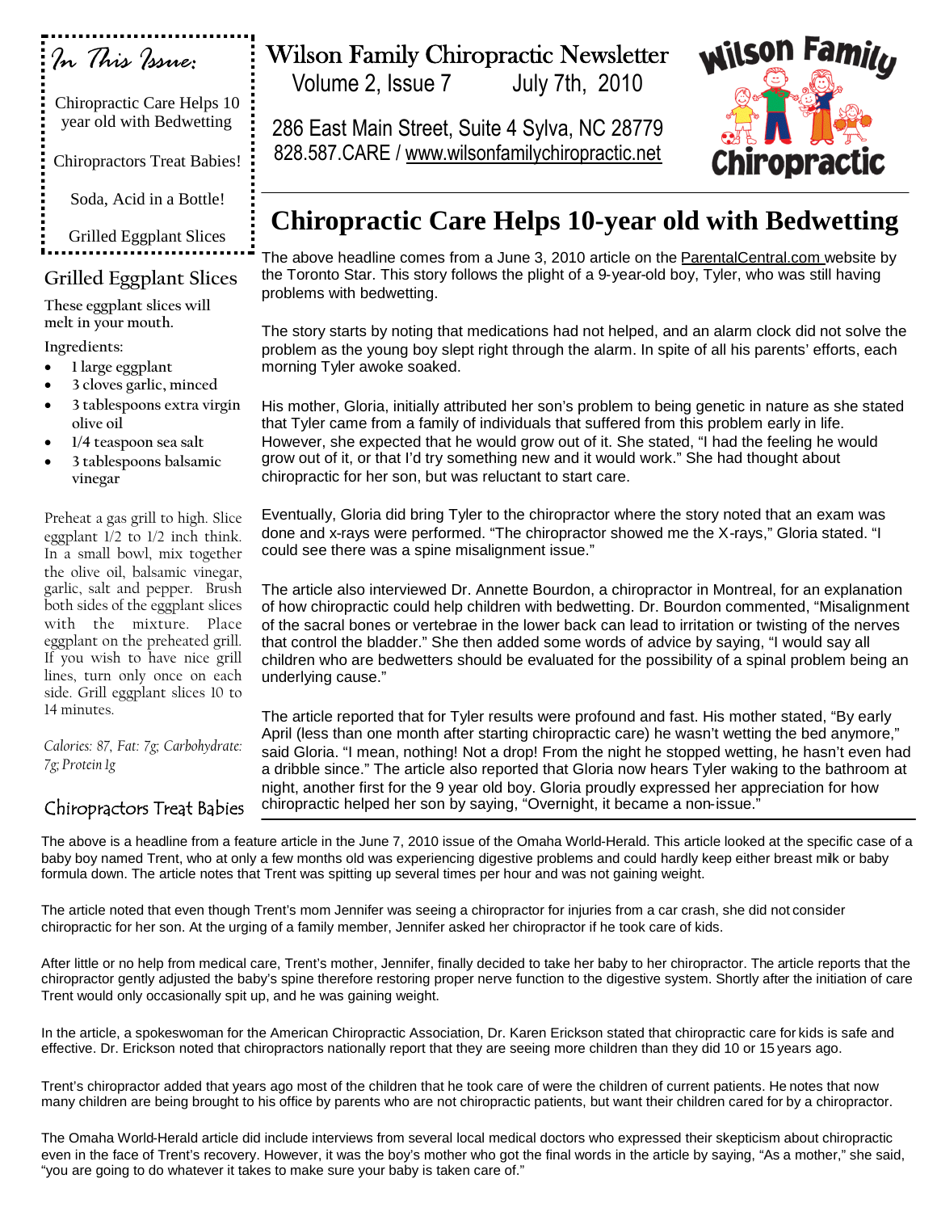# Wilson Family Chiropractic Newsletter

Volume 2, Issue 7 July 7th, 2010

286 East Main Street, Suite 4 Sylva, NC 28779

828.587.CARE / www.wilsonfamilychiropractic.net

Wilson Family Chiropractic

*In This Issue:*

- Chiropractic Care Helps 10 year old with Bedwetting
- Chiropractors Treat Babies!
- Soda, Acid in a Bottle!
- Grilled Eggplant Slices

## Chiropractic Care Helps 10-year old with Bedwetting

The above headline comes from a June 3, 2010 article on the ParentalCentral.com website by the Toronto Star. This story follows the plight of a 9-year-old boy, Tyler, who was still having problems with bedwetting.

The story starts by noting that medications had not helped, and an alarm clock did not solve the problem as the young boy slept right through the alarm. In spite of all his parents' efforts, each morning Tyler awoke soaked.

His mother, Gloria, initially attributed her son's problem to being genetic in nature as she stated that Tyler came from a family of individuals that suffered from this problem early in life. However, she expected that he would grow out of it. She stated, "I had the feeling he would grow out of it, or that I'd try something new and it would work." She had thought about chiropractic for her son, but was reluctant to start care.

Eventually, Gloria did bring Tyler to the chiropractor where the story noted that an exam was done and x-rays were performed. "The chiropractor showed me the X-rays," Gloria stated. "I could see there was a spine misalignment issue."

The article also interviewed Dr. Annette Bourdon, a chiropractor in Montreal, for an explanation of how chiropractic could help children with bedwetting. Dr. Bourdon commented, "Misalignment of the sacral bones or vertebrae in the lower back can lead to irritation or twisting of the nerves that control the bladder." She then added some words of advice by saying, "I would say all children who are bedwetters should be evaluated for the possibility of a spinal problem being an underlying cause."

The article reported that for Tyler results were profound and fast. His mother stated, "By early April (less than one month after starting chiropractic care) he wasn't wetting the bed anymore," said Gloria. "I mean, nothing! Not a drop! From the night he stopped wetting, he hasn't even had a dribble since." The article also reported that Gloria now hears Tyler waking to the bathroom at night, another first for the 9 year old boy. Gloria proudly expressed her appreciation for how chiropractic helped her son by saying, "Overnight, it became a non-issue."

## Grilled Eggplant Slices

**These eggplant slices will melt in your mouth.**

**Ingredients:**

- 1 large eggplant
- 3 cloves garlic, minced
- 3 tablespoons extra virgin olive oil
- 1/4 teaspoon sea salt
- 3 tablespoons balsamic vinegar

Preheat a gas grill to high. Slice eggplant 1/2 to 1/2 inch think. In a small bowl, mix together the olive oil, balsamic vinegar, garlic, salt and pepper. Brush both sides of the eggplant slices with the mixture. Place eggplant on the preheated grill. If you wish to have nice grill lines, turn only once on each side. Grill eggplant slices 10 to 14 minutes.

*Calories: 87, Fat: 7g; Carbohydrate: 7g; Protein 1g*

## Chiropractors Treat Babies

The above is a headline from a feature article in the June 7, 2010 issue of the Omaha World-Herald. This article looked at the specific case of a baby boy named Trent, who at only a few months old was experiencing digestive problems and could hardly keep either breast milk or baby formula down. The article notes that Trent was spitting up several times per hour and was not gaining weight.

The article noted that even though Trent's mom Jennifer was seeing a chiropractor for injuries from a car crash, she did not consider chiropractic for her son. At the urging of a family member, Jennifer asked her chiropractor if he took care of kids.

After little or no help from medical care, Trent's mother, Jennifer, finally decided to take her baby to her chiropractor. The article reports that the chiropractor gently adjusted the baby's spine therefore restoring proper nerve function to the digestive system. Shortly after the initiation of care Trent would only occasionally spit up, and he was gaining weight.

In the article, a spokeswoman for the American Chiropractic Association, Dr. Karen Erickson stated that chiropractic care for kids is safe and effective. Dr. Erickson noted that chiropractors nationally report that they are seeing more children than they did 10 or 15 years ago.

Trent's chiropractor added that years ago most of the children that he took care of were the children of current patients. He notes that now many children are being brought to his office by parents who are not chiropractic patients, but want their children cared for by a chiropractor.

The Omaha World-Herald article did include interviews from several local medical doctors who expressed their skepticism about chiropractic even in the face of Trent's recovery. However, it was the boy's mother who got the final words in the article by saying, "As a mother," she said, "you are going to do whatever it takes to make sure your baby is taken care of."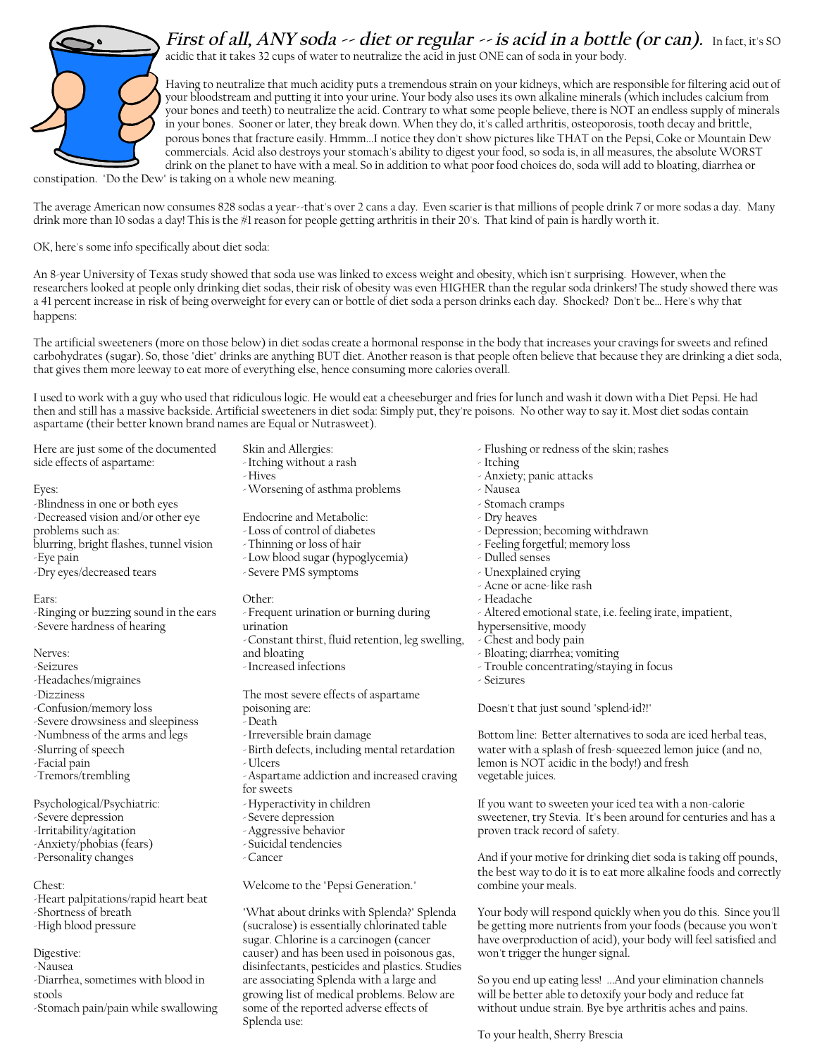**_First of all, ANY soda -- diet or regular -- is acid in a bottle (or can)._** In fact, it's SO acidic that it takes 32 cups of water to neutralize the acid in just ONE can of soda in your body.

Having to neutralize that much acidity puts a tremendous strain on your kidneys, which are responsible for filtering acid out of your bloodstream and putting it into your urine. Your body also uses its own alkaline minerals (which includes calcium from your bones and teeth) to neutralize the acid. Contrary to what some people believe, there is NOT an endless supply of minerals in your bones. Sooner or later, they break down. When they do, it's called arthritis, osteoporosis, tooth decay and brittle, porous bones that fracture easily. Hmmm...I notice they don't show pictures like THAT on the Pepsi, Coke or Mountain Dew commercials. Acid also destroys your stomach's ability to digest your food, so soda is, in all measures, the absolute WORST drink on the planet to have with a meal. So in addition to what poor food choices do, soda will add to bloating, diarrhea or constipation. "Do the Dew" is taking on a whole new meaning.

The average American now consumes 828 sodas a year--that's over 2 cans a day. Even scarier is that millions of people drink 7 or more sodas a day. Many drink more than 10 sodas a day! This is the #1 reason for people getting arthritis in their 20's. That kind of pain is hardly worth it.

OK, here's some info specifically about diet soda:

An 8-year University of Texas study showed that soda use was linked to excess weight and obesity, which isn't surprising. However, when the researchers looked at people only drinking diet sodas, their risk of obesity was even HIGHER than the regular soda drinkers! The study showed there was a 41 percent increase in risk of being overweight for every can or bottle of diet soda a person drinks each day. Shocked? Don't be... Here's why that happens:

The artificial sweeteners (more on those below) in diet sodas create a hormonal response in the body that increases your cravings for sweets and refined carbohydrates (sugar). So, those "diet" drinks are anything BUT diet. Another reason is that people often believe that because they are drinking a diet soda, that gives them more leeway to eat more of everything else, hence consuming more calories overall.

I used to work with a guy who used that ridiculous logic. He would eat a cheeseburger and fries for lunch and wash it down with a Diet Pepsi. He had then and still has a massive backside. Artificial sweeteners in diet soda: Simply put, they're poisons. No other way to say it. Most diet sodas contain aspartame (their better known brand names are Equal or Nutrasweet).

Here are just some of the documented side effects of aspartame:

Eyes:
- Blindness in one or both eyes
- Decreased vision and/or other eye problems such as: blurring, bright flashes, tunnel vision
- Eye pain
- Dry eyes/decreased tears

Ears:
- Ringing or buzzing sound in the ears
- Severe hardness of hearing

Nerves:
- Seizures
- Headaches/migraines
- Dizziness
- Confusion/memory loss
- Severe drowsiness and sleepiness
- Numbness of the arms and legs
- Slurring of speech
- Facial pain
- Tremors/trembling

Psychological/Psychiatric:
- Severe depression
- Irritability/agitation
- Anxiety/phobias (fears)
- Personality changes

Chest:
- Heart palpitations/rapid heart beat
- Shortness of breath
- High blood pressure

Digestive:
- Nausea
- Diarrhea, sometimes with blood in stools
- Stomach pain/pain while swallowing

Skin and Allergies:
- Itching without a rash
- Hives
- Worsening of asthma problems

Endocrine and Metabolic:
- Loss of control of diabetes
- Thinning or loss of hair
- Low blood sugar (hypoglycemia)
- Severe PMS symptoms

Other:
- Frequent urination or burning during urination
- Constant thirst, fluid retention, leg swelling, and bloating
- Increased infections

The most severe effects of aspartame poisoning are:
- Death
- Irreversible brain damage
- Birth defects, including mental retardation
- Ulcers
- Aspartame addiction and increased craving for sweets
- Hyperactivity in children
- Severe depression
- Aggressive behavior
- Suicidal tendencies
- Cancer

Welcome to the "Pepsi Generation."

"What about drinks with Splenda?" Splenda (sucralose) is essentially chlorinated table sugar. Chlorine is a carcinogen (cancer causer) and has been used in poisonous gas, disinfectants, pesticides and plastics. Studies are associating Splenda with a large and growing list of medical problems. Below are some of the reported adverse effects of Splenda use:

- Flushing or redness of the skin; rashes
- Itching
- Anxiety; panic attacks
- Nausea
- Stomach cramps
- Dry heaves
- Depression; becoming withdrawn
- Feeling forgetful; memory loss
- Dulled senses
- Unexplained crying
- Acne or acne-like rash
- Headache
- Altered emotional state, i.e. feeling irate, impatient, hypersensitive, moody
- Chest and body pain
- Bloating; diarrhea; vomiting
- Trouble concentrating/staying in focus
- Seizures

Doesn't that just sound "splend-id?!"

Bottom line: Better alternatives to soda are iced herbal teas, water with a splash of fresh-squeezed lemon juice (and no, lemon is NOT acidic in the body!) and fresh vegetable juices.

If you want to sweeten your iced tea with a non-calorie sweetener, try Stevia. It's been around for centuries and has a proven track record of safety.

And if your motive for drinking diet soda is taking off pounds, the best way to do it is to eat more alkaline foods and correctly combine your meals.

Your body will respond quickly when you do this. Since you'll be getting more nutrients from your foods (because you won't have overproduction of acid), your body will feel satisfied and won't trigger the hunger signal.

So you end up eating less! ...And your elimination channels will be better able to detoxify your body and reduce fat without undue strain. Bye bye arthritis aches and pains.

To your health, Sherry Brescia